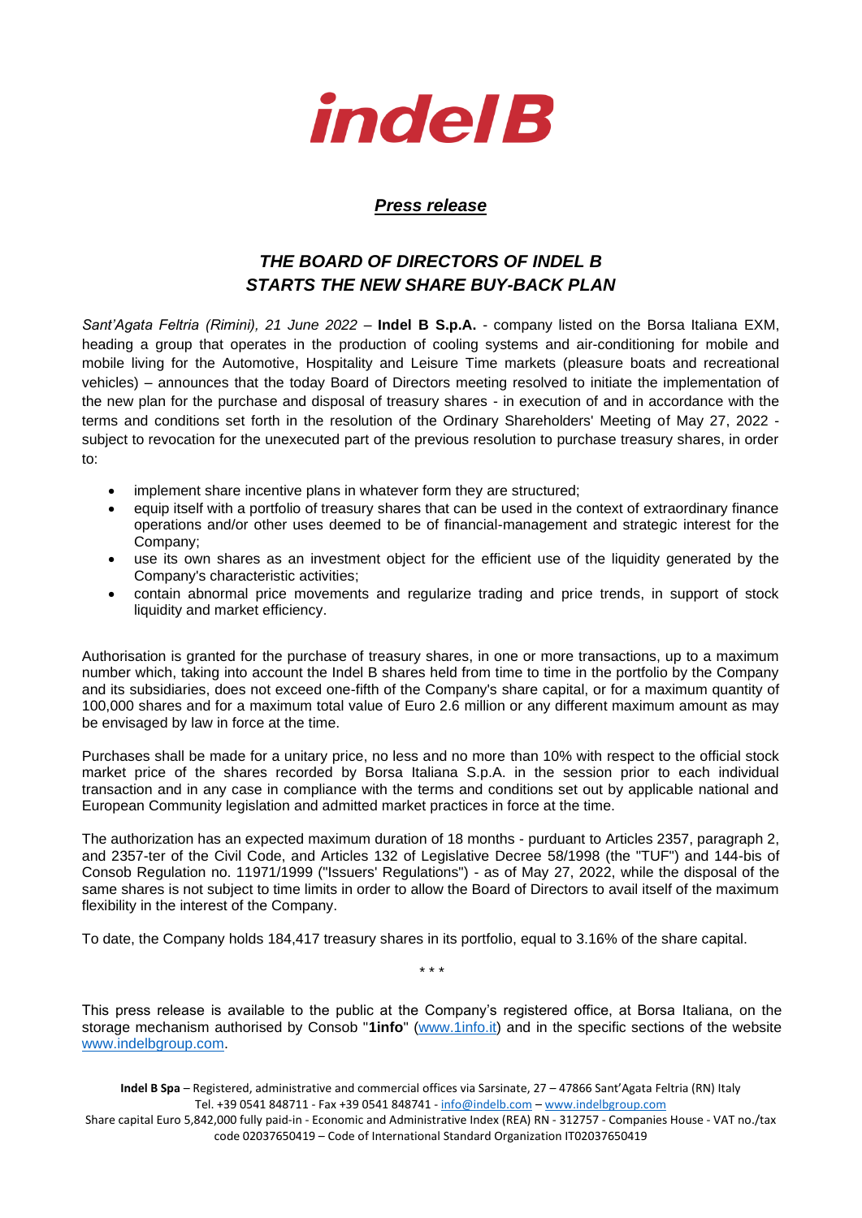**indel B**

***Press release***

# *THE BOARD OF DIRECTORS OF INDEL B STARTS THE NEW SHARE BUY-BACK PLAN*

*Sant'Agata Feltria (Rimini), 21 June 2022* – **Indel B S.p.A.** - company listed on the Borsa Italiana EXM, heading a group that operates in the production of cooling systems and air-conditioning for mobile and mobile living for the Automotive, Hospitality and Leisure Time markets (pleasure boats and recreational vehicles) – announces that the today Board of Directors meeting resolved to initiate the implementation of the new plan for the purchase and disposal of treasury shares - in execution of and in accordance with the terms and conditions set forth in the resolution of the Ordinary Shareholders' Meeting of May 27, 2022 - subject to revocation for the unexecuted part of the previous resolution to purchase treasury shares, in order to:

- implement share incentive plans in whatever form they are structured;
- equip itself with a portfolio of treasury shares that can be used in the context of extraordinary finance operations and/or other uses deemed to be of financial-management and strategic interest for the Company;
- use its own shares as an investment object for the efficient use of the liquidity generated by the Company's characteristic activities;
- contain abnormal price movements and regularize trading and price trends, in support of stock liquidity and market efficiency.

Authorisation is granted for the purchase of treasury shares, in one or more transactions, up to a maximum number which, taking into account the Indel B shares held from time to time in the portfolio by the Company and its subsidiaries, does not exceed one-fifth of the Company's share capital, or for a maximum quantity of 100,000 shares and for a maximum total value of Euro 2.6 million or any different maximum amount as may be envisaged by law in force at the time.

Purchases shall be made for a unitary price, no less and no more than 10% with respect to the official stock market price of the shares recorded by Borsa Italiana S.p.A. in the session prior to each individual transaction and in any case in compliance with the terms and conditions set out by applicable national and European Community legislation and admitted market practices in force at the time.

The authorization has an expected maximum duration of 18 months - purduant to Articles 2357, paragraph 2, and 2357-ter of the Civil Code, and Articles 132 of Legislative Decree 58/1998 (the "TUF") and 144-bis of Consob Regulation no. 11971/1999 ("Issuers' Regulations") - as of May 27, 2022, while the disposal of the same shares is not subject to time limits in order to allow the Board of Directors to avail itself of the maximum flexibility in the interest of the Company.

To date, the Company holds 184,417 treasury shares in its portfolio, equal to 3.16% of the share capital.

\* \* \*

This press release is available to the public at the Company's registered office, at Borsa Italiana, on the storage mechanism authorised by Consob "**1info**" (www.1info.it) and in the specific sections of the website www.indelbgroup.com.

**Indel B Spa** – Registered, administrative and commercial offices via Sarsinate, 27 – 47866 Sant'Agata Feltria (RN) Italy
Tel. +39 0541 848711 - Fax +39 0541 848741 - info@indelb.com – www.indelbgroup.com
Share capital Euro 5,842,000 fully paid-in - Economic and Administrative Index (REA) RN - 312757 - Companies House - VAT no./tax code 02037650419 – Code of International Standard Organization IT02037650419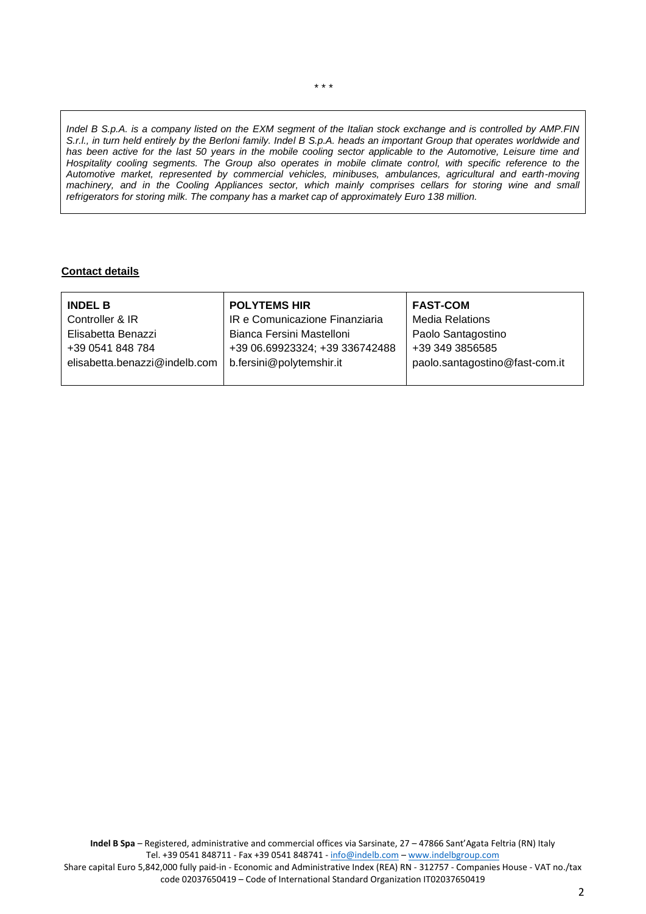\* \* \*

*Indel B S.p.A. is a company listed on the EXM segment of the Italian stock exchange and is controlled by AMP.FIN S.r.l., in turn held entirely by the Berloni family. Indel B S.p.A. heads an important Group that operates worldwide and has been active for the last 50 years in the mobile cooling sector applicable to the Automotive, Leisure time and Hospitality cooling segments. The Group also operates in mobile climate control, with specific reference to the Automotive market, represented by commercial vehicles, minibuses, ambulances, agricultural and earth-moving machinery, and in the Cooling Appliances sector, which mainly comprises cellars for storing wine and small refrigerators for storing milk. The company has a market cap of approximately Euro 138 million.*

**Contact details**

| **INDEL B** | **POLYTEMS HIR** | **FAST-COM** |
|---|---|---|
| Controller & IR | IR e Comunicazione Finanziaria | Media Relations |
| Elisabetta Benazzi | Bianca Fersini Mastelloni | Paolo Santagostino |
| +39 0541 848 784 | +39 06.69923324; +39 336742488 | +39 349 3856585 |
| elisabetta.benazzi@indelb.com | b.fersini@polytemshir.it | paolo.santagostino@fast-com.it |

**Indel B Spa** – Registered, administrative and commercial offices via Sarsinate, 27 – 47866 Sant'Agata Feltria (RN) Italy
Tel. +39 0541 848711 - Fax +39 0541 848741 - info@indelb.com – www.indelbgroup.com
Share capital Euro 5,842,000 fully paid-in - Economic and Administrative Index (REA) RN - 312757 - Companies House - VAT no./tax code 02037650419 – Code of International Standard Organization IT02037650419